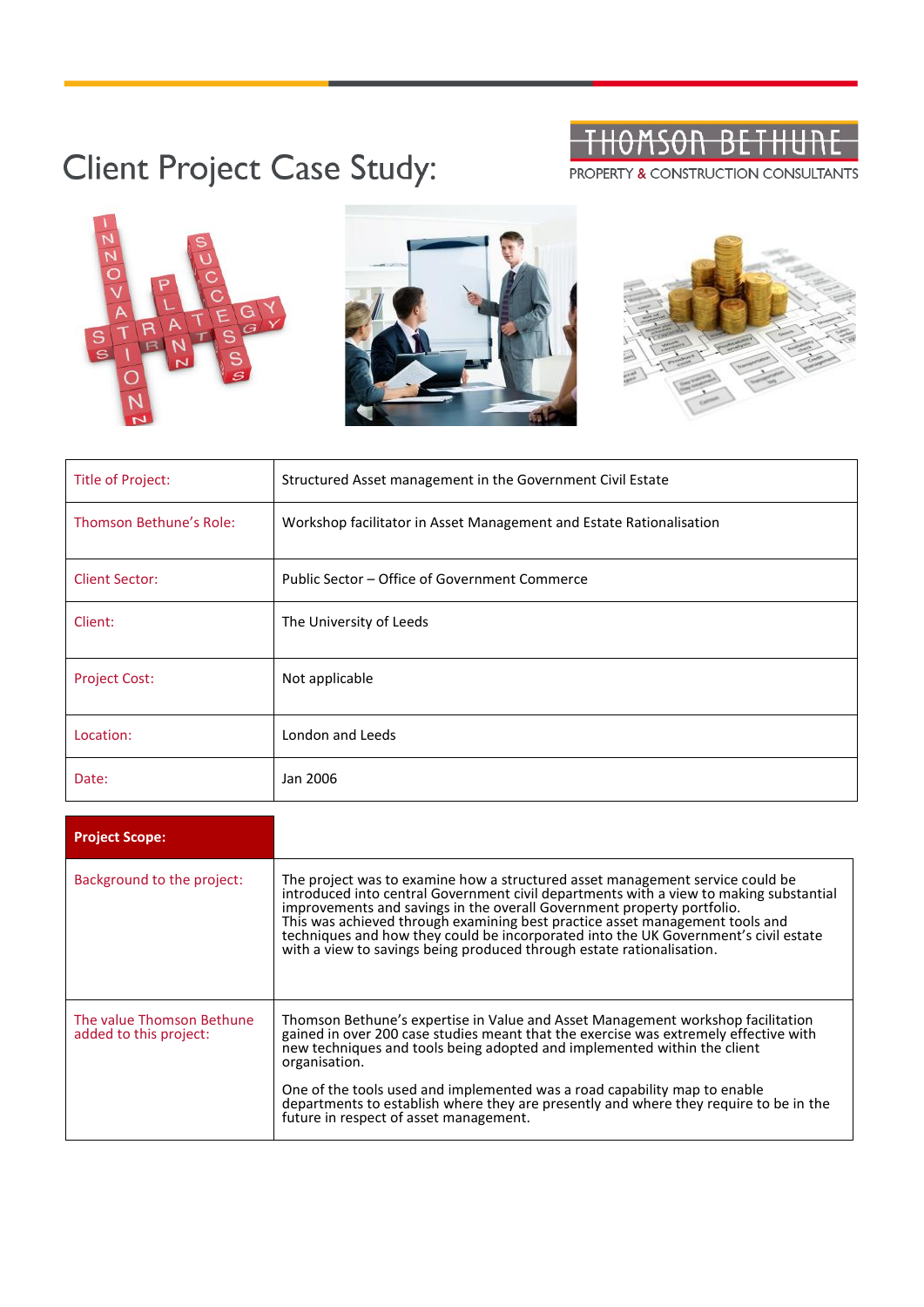# Client Project Case Study:

THOMSON BETHUNE
PROPERTY & CONSTRUCTION CONSULTANTS

| | |
|---|---|
| Title of Project: | Structured Asset management in the Government Civil Estate |
| Thomson Bethune's Role: | Workshop facilitator in Asset Management and Estate Rationalisation |
| Client Sector: | Public Sector – Office of Government Commerce |
| Client: | The University of Leeds |
| Project Cost: | Not applicable |
| Location: | London and Leeds |
| Date: | Jan 2006 |

| **Project Scope:** | |
|---|---|
| Background to the project: | The project was to examine how a structured asset management service could be introduced into central Government civil departments with a view to making substantial improvements and savings in the overall Government property portfolio.<br>This was achieved through examining best practice asset management tools and techniques and how they could be incorporated into the UK Government's civil estate with a view to savings being produced through estate rationalisation. |
| The value Thomson Bethune added to this project: | Thomson Bethune's expertise in Value and Asset Management workshop facilitation gained in over 200 case studies meant that the exercise was extremely effective with new techniques and tools being adopted and implemented within the client organisation.<br><br>One of the tools used and implemented was a road capability map to enable departments to establish where they are presently and where they require to be in the future in respect of asset management. |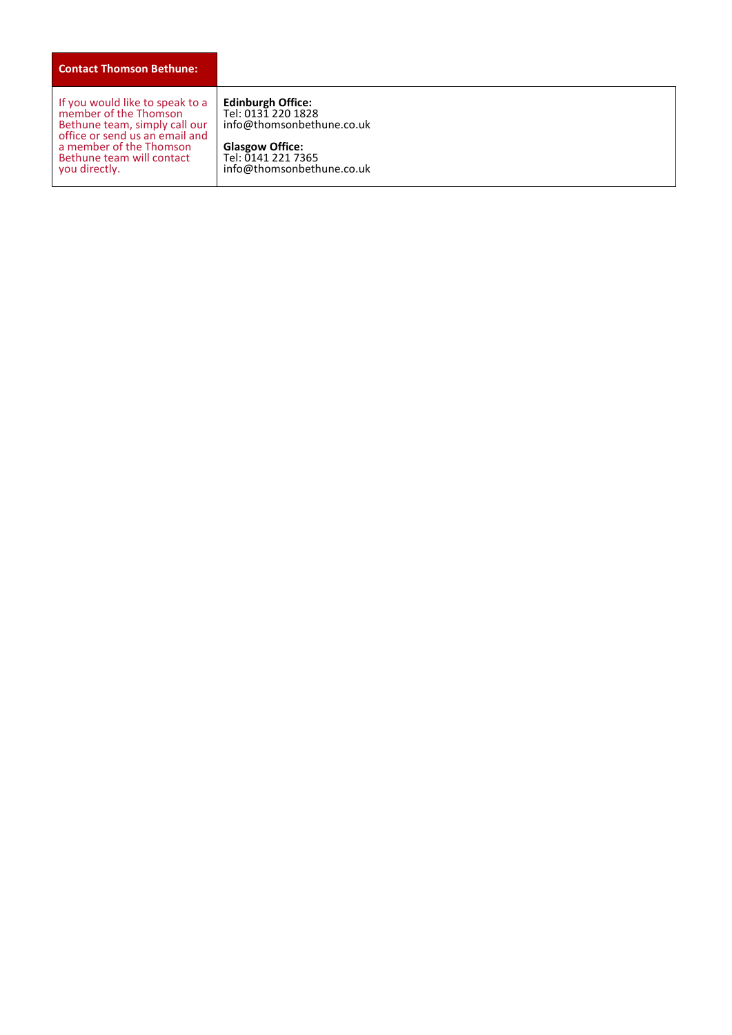| Contact Thomson Bethune: | |
|---|---|
| If you would like to speak to a member of the Thomson Bethune team, simply call our office or send us an email and a member of the Thomson Bethune team will contact you directly. | **Edinburgh Office:**<br>Tel: 0131 220 1828<br>info@thomsonbethune.co.uk<br><br>**Glasgow Office:**<br>Tel: 0141 221 7365<br>info@thomsonbethune.co.uk |